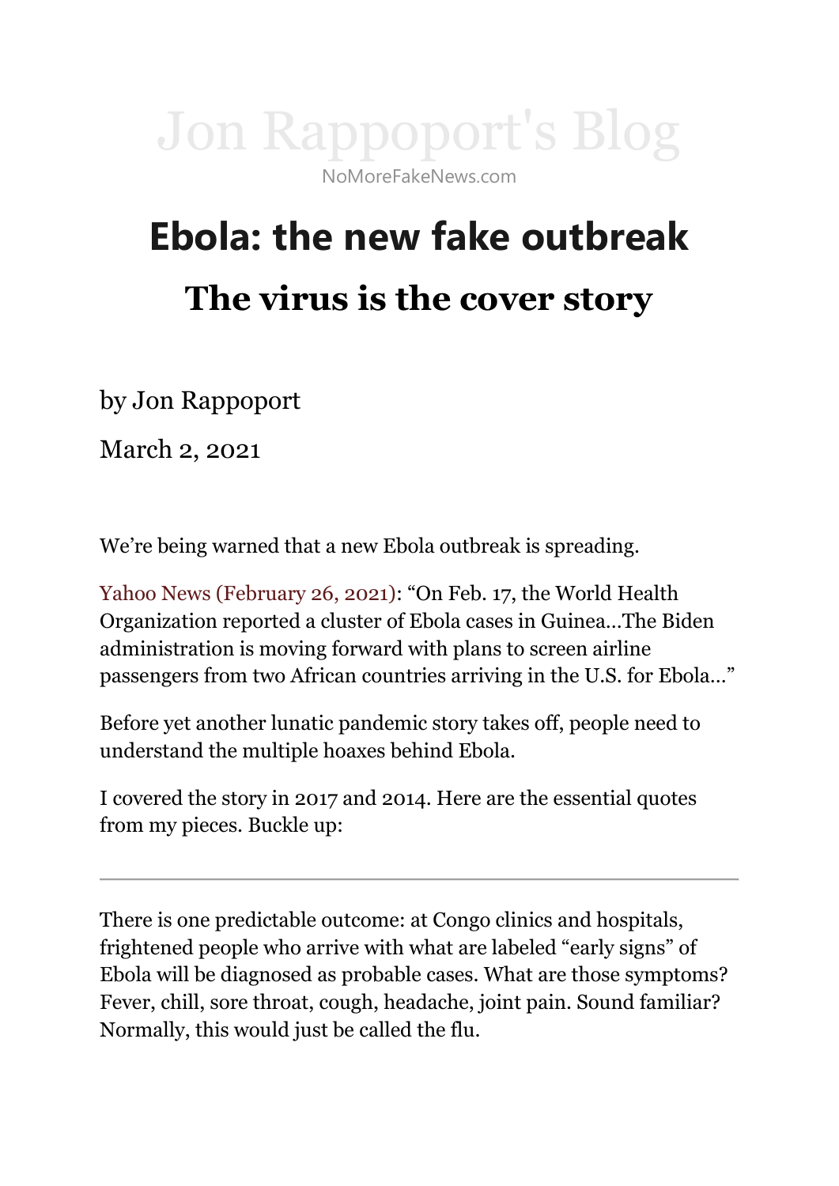Jon Rappoport's Blog

NoMoreFakeNews.com

# Ebola: the new fake outbreak

## The virus is the cover story

by Jon Rappoport

March 2, 2021

We're being warned that a new Ebola outbreak is spreading.

Yahoo News (February 26, 2021): "On Feb. 17, the World Health Organization reported a cluster of Ebola cases in Guinea…The Biden administration is moving forward with plans to screen airline passengers from two African countries arriving in the U.S. for Ebola…"

Before yet another lunatic pandemic story takes off, people need to understand the multiple hoaxes behind Ebola.

I covered the story in 2017 and 2014. Here are the essential quotes from my pieces. Buckle up:

---

There is one predictable outcome: at Congo clinics and hospitals, frightened people who arrive with what are labeled "early signs" of Ebola will be diagnosed as probable cases. What are those symptoms? Fever, chill, sore throat, cough, headache, joint pain. Sound familiar? Normally, this would just be called the flu.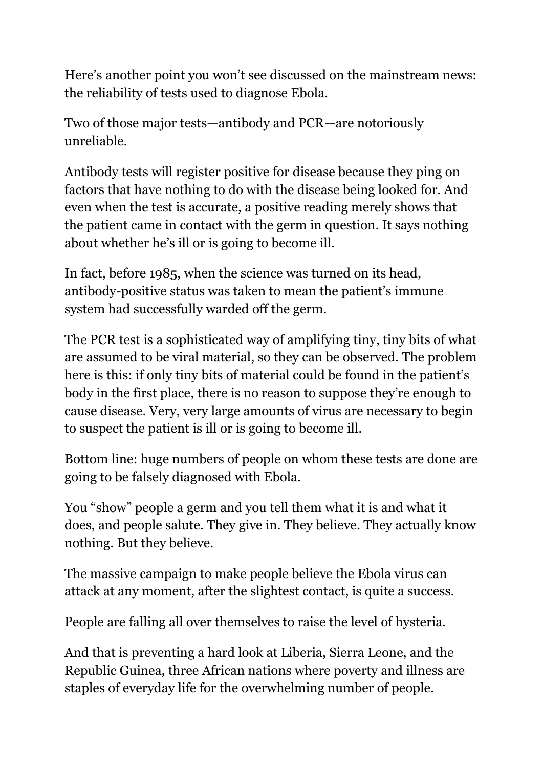Here's another point you won't see discussed on the mainstream news: the reliability of tests used to diagnose Ebola.

Two of those major tests—antibody and PCR—are notoriously unreliable.

Antibody tests will register positive for disease because they ping on factors that have nothing to do with the disease being looked for. And even when the test is accurate, a positive reading merely shows that the patient came in contact with the germ in question. It says nothing about whether he's ill or is going to become ill.

In fact, before 1985, when the science was turned on its head, antibody-positive status was taken to mean the patient's immune system had successfully warded off the germ.

The PCR test is a sophisticated way of amplifying tiny, tiny bits of what are assumed to be viral material, so they can be observed. The problem here is this: if only tiny bits of material could be found in the patient's body in the first place, there is no reason to suppose they're enough to cause disease. Very, very large amounts of virus are necessary to begin to suspect the patient is ill or is going to become ill.

Bottom line: huge numbers of people on whom these tests are done are going to be falsely diagnosed with Ebola.

You "show" people a germ and you tell them what it is and what it does, and people salute. They give in. They believe. They actually know nothing. But they believe.

The massive campaign to make people believe the Ebola virus can attack at any moment, after the slightest contact, is quite a success.

People are falling all over themselves to raise the level of hysteria.

And that is preventing a hard look at Liberia, Sierra Leone, and the Republic Guinea, three African nations where poverty and illness are staples of everyday life for the overwhelming number of people.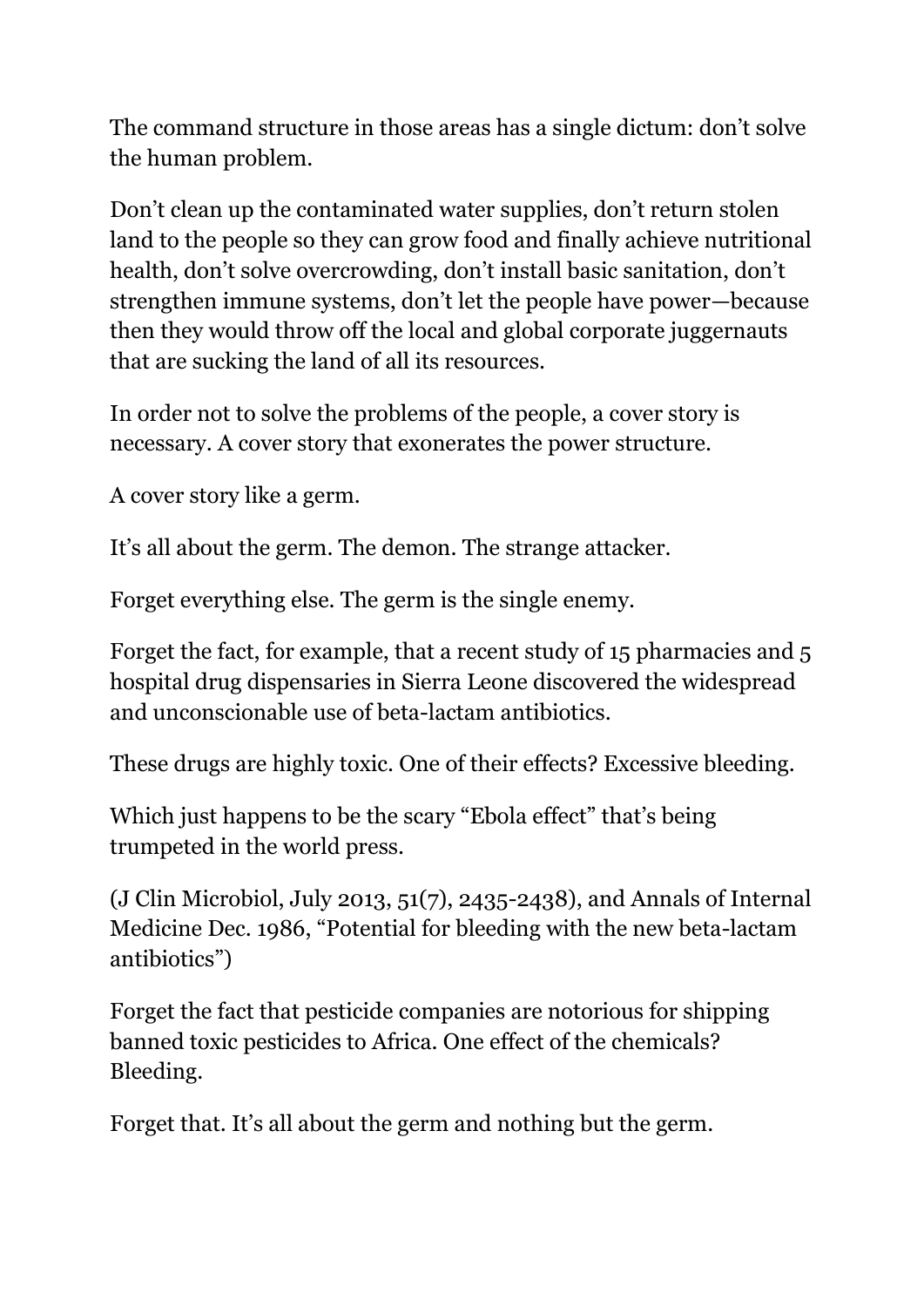The command structure in those areas has a single dictum: don't solve the human problem.

Don't clean up the contaminated water supplies, don't return stolen land to the people so they can grow food and finally achieve nutritional health, don't solve overcrowding, don't install basic sanitation, don't strengthen immune systems, don't let the people have power—because then they would throw off the local and global corporate juggernauts that are sucking the land of all its resources.

In order not to solve the problems of the people, a cover story is necessary. A cover story that exonerates the power structure.

A cover story like a germ.

It's all about the germ. The demon. The strange attacker.

Forget everything else. The germ is the single enemy.

Forget the fact, for example, that a recent study of 15 pharmacies and 5 hospital drug dispensaries in Sierra Leone discovered the widespread and unconscionable use of beta-lactam antibiotics.

These drugs are highly toxic. One of their effects? Excessive bleeding.

Which just happens to be the scary "Ebola effect" that's being trumpeted in the world press.

(J Clin Microbiol, July 2013, 51(7), 2435-2438), and Annals of Internal Medicine Dec. 1986, "Potential for bleeding with the new beta-lactam antibiotics")

Forget the fact that pesticide companies are notorious for shipping banned toxic pesticides to Africa. One effect of the chemicals? Bleeding.

Forget that. It's all about the germ and nothing but the germ.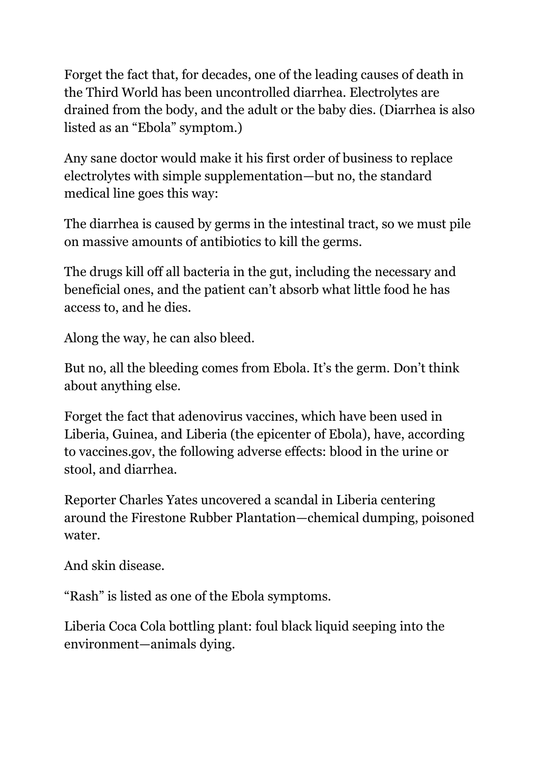Forget the fact that, for decades, one of the leading causes of death in the Third World has been uncontrolled diarrhea. Electrolytes are drained from the body, and the adult or the baby dies. (Diarrhea is also listed as an "Ebola" symptom.)

Any sane doctor would make it his first order of business to replace electrolytes with simple supplementation—but no, the standard medical line goes this way:

The diarrhea is caused by germs in the intestinal tract, so we must pile on massive amounts of antibiotics to kill the germs.

The drugs kill off all bacteria in the gut, including the necessary and beneficial ones, and the patient can't absorb what little food he has access to, and he dies.

Along the way, he can also bleed.

But no, all the bleeding comes from Ebola. It's the germ. Don't think about anything else.

Forget the fact that adenovirus vaccines, which have been used in Liberia, Guinea, and Liberia (the epicenter of Ebola), have, according to vaccines.gov, the following adverse effects: blood in the urine or stool, and diarrhea.

Reporter Charles Yates uncovered a scandal in Liberia centering around the Firestone Rubber Plantation—chemical dumping, poisoned water.

And skin disease.

"Rash" is listed as one of the Ebola symptoms.

Liberia Coca Cola bottling plant: foul black liquid seeping into the environment—animals dying.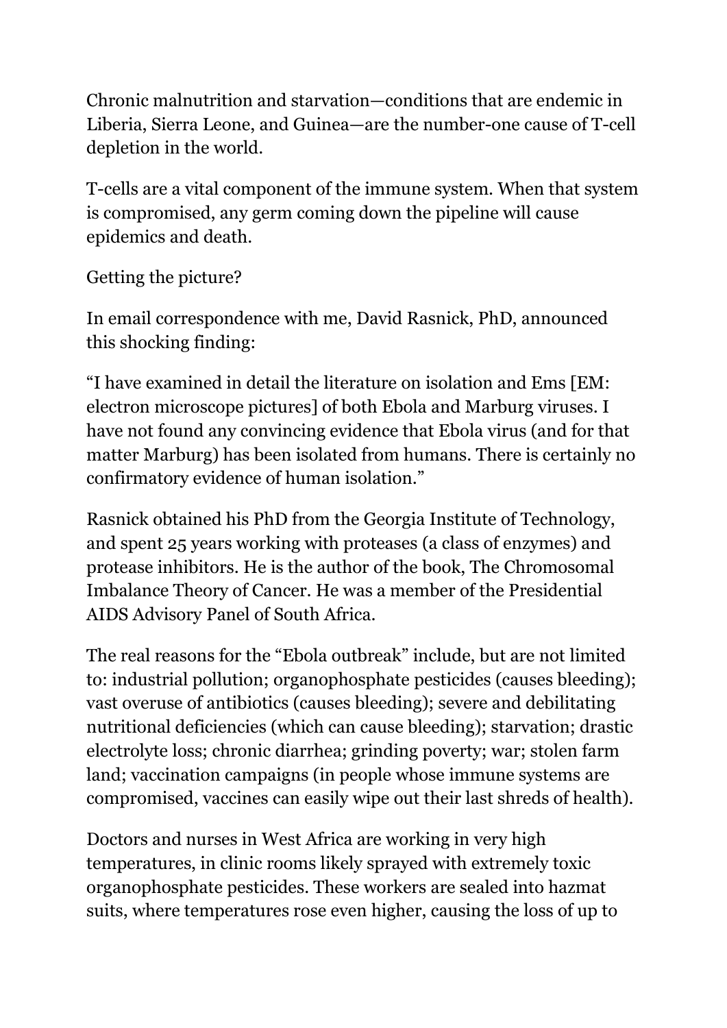Chronic malnutrition and starvation—conditions that are endemic in Liberia, Sierra Leone, and Guinea—are the number-one cause of T-cell depletion in the world.

T-cells are a vital component of the immune system. When that system is compromised, any germ coming down the pipeline will cause epidemics and death.

Getting the picture?

In email correspondence with me, David Rasnick, PhD, announced this shocking finding:

"I have examined in detail the literature on isolation and Ems [EM: electron microscope pictures] of both Ebola and Marburg viruses. I have not found any convincing evidence that Ebola virus (and for that matter Marburg) has been isolated from humans. There is certainly no confirmatory evidence of human isolation."

Rasnick obtained his PhD from the Georgia Institute of Technology, and spent 25 years working with proteases (a class of enzymes) and protease inhibitors. He is the author of the book, The Chromosomal Imbalance Theory of Cancer. He was a member of the Presidential AIDS Advisory Panel of South Africa.

The real reasons for the "Ebola outbreak" include, but are not limited to: industrial pollution; organophosphate pesticides (causes bleeding); vast overuse of antibiotics (causes bleeding); severe and debilitating nutritional deficiencies (which can cause bleeding); starvation; drastic electrolyte loss; chronic diarrhea; grinding poverty; war; stolen farm land; vaccination campaigns (in people whose immune systems are compromised, vaccines can easily wipe out their last shreds of health).

Doctors and nurses in West Africa are working in very high temperatures, in clinic rooms likely sprayed with extremely toxic organophosphate pesticides. These workers are sealed into hazmat suits, where temperatures rose even higher, causing the loss of up to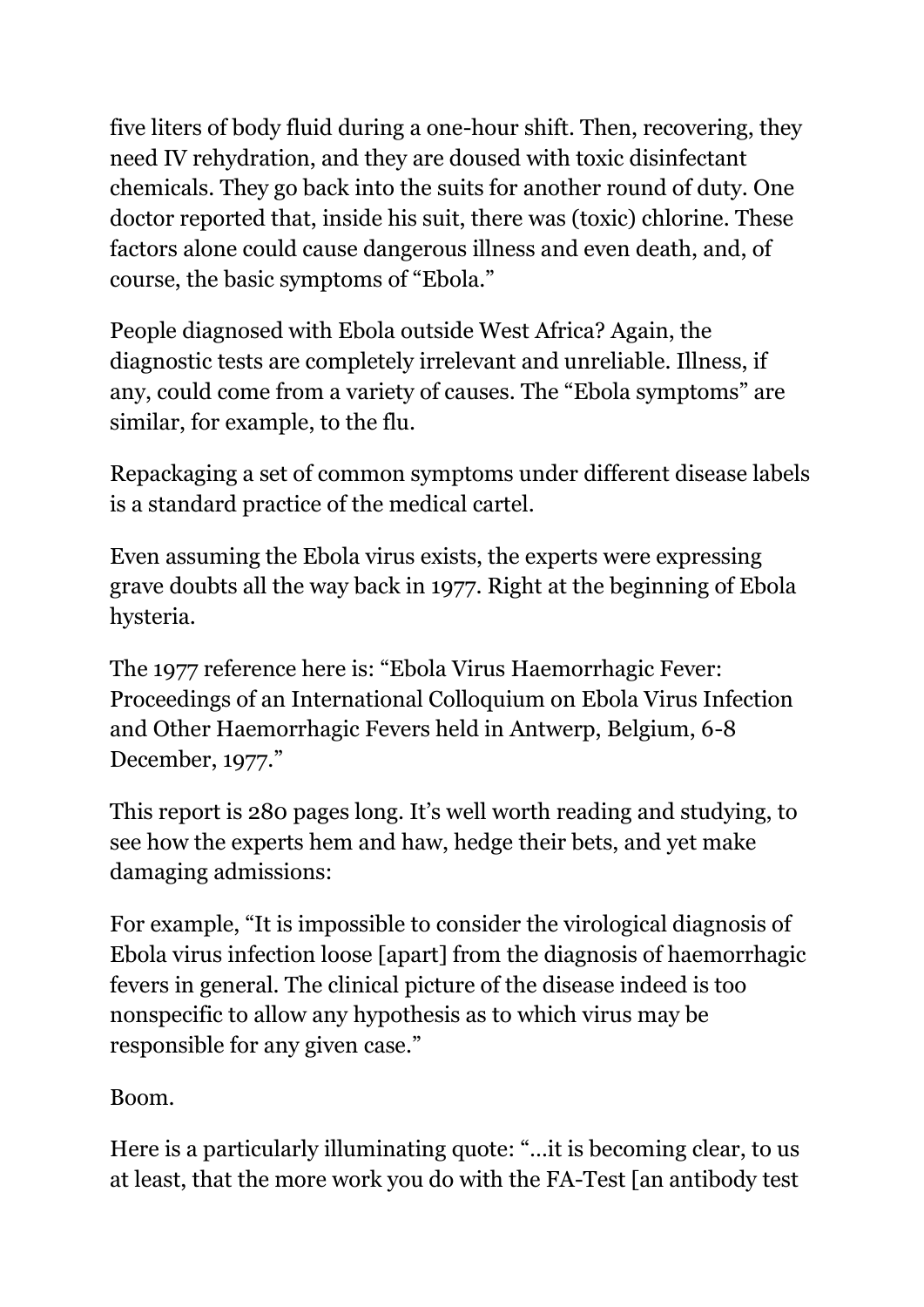five liters of body fluid during a one-hour shift. Then, recovering, they need IV rehydration, and they are doused with toxic disinfectant chemicals. They go back into the suits for another round of duty. One doctor reported that, inside his suit, there was (toxic) chlorine. These factors alone could cause dangerous illness and even death, and, of course, the basic symptoms of "Ebola."

People diagnosed with Ebola outside West Africa? Again, the diagnostic tests are completely irrelevant and unreliable. Illness, if any, could come from a variety of causes. The "Ebola symptoms" are similar, for example, to the flu.

Repackaging a set of common symptoms under different disease labels is a standard practice of the medical cartel.

Even assuming the Ebola virus exists, the experts were expressing grave doubts all the way back in 1977. Right at the beginning of Ebola hysteria.

The 1977 reference here is: "Ebola Virus Haemorrhagic Fever: Proceedings of an International Colloquium on Ebola Virus Infection and Other Haemorrhagic Fevers held in Antwerp, Belgium, 6-8 December, 1977."

This report is 280 pages long. It's well worth reading and studying, to see how the experts hem and haw, hedge their bets, and yet make damaging admissions:

For example, "It is impossible to consider the virological diagnosis of Ebola virus infection loose [apart] from the diagnosis of haemorrhagic fevers in general. The clinical picture of the disease indeed is too nonspecific to allow any hypothesis as to which virus may be responsible for any given case."

Boom.

Here is a particularly illuminating quote: "…it is becoming clear, to us at least, that the more work you do with the FA-Test [an antibody test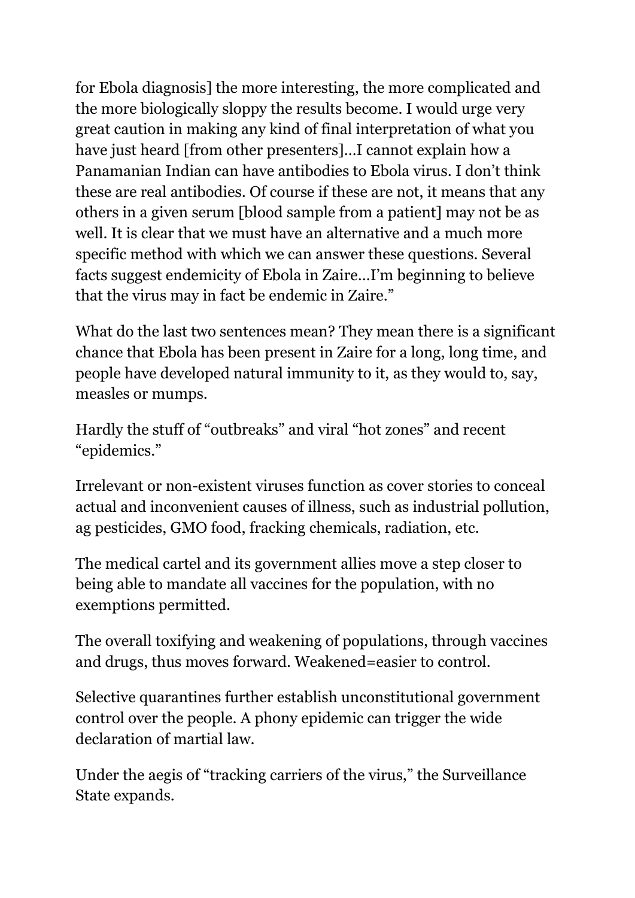for Ebola diagnosis] the more interesting, the more complicated and the more biologically sloppy the results become. I would urge very great caution in making any kind of final interpretation of what you have just heard [from other presenters]…I cannot explain how a Panamanian Indian can have antibodies to Ebola virus. I don't think these are real antibodies. Of course if these are not, it means that any others in a given serum [blood sample from a patient] may not be as well. It is clear that we must have an alternative and a much more specific method with which we can answer these questions. Several facts suggest endemicity of Ebola in Zaire…I'm beginning to believe that the virus may in fact be endemic in Zaire."

What do the last two sentences mean? They mean there is a significant chance that Ebola has been present in Zaire for a long, long time, and people have developed natural immunity to it, as they would to, say, measles or mumps.

Hardly the stuff of "outbreaks" and viral "hot zones" and recent "epidemics."

Irrelevant or non-existent viruses function as cover stories to conceal actual and inconvenient causes of illness, such as industrial pollution, ag pesticides, GMO food, fracking chemicals, radiation, etc.

The medical cartel and its government allies move a step closer to being able to mandate all vaccines for the population, with no exemptions permitted.

The overall toxifying and weakening of populations, through vaccines and drugs, thus moves forward. Weakened=easier to control.

Selective quarantines further establish unconstitutional government control over the people. A phony epidemic can trigger the wide declaration of martial law.

Under the aegis of "tracking carriers of the virus," the Surveillance State expands.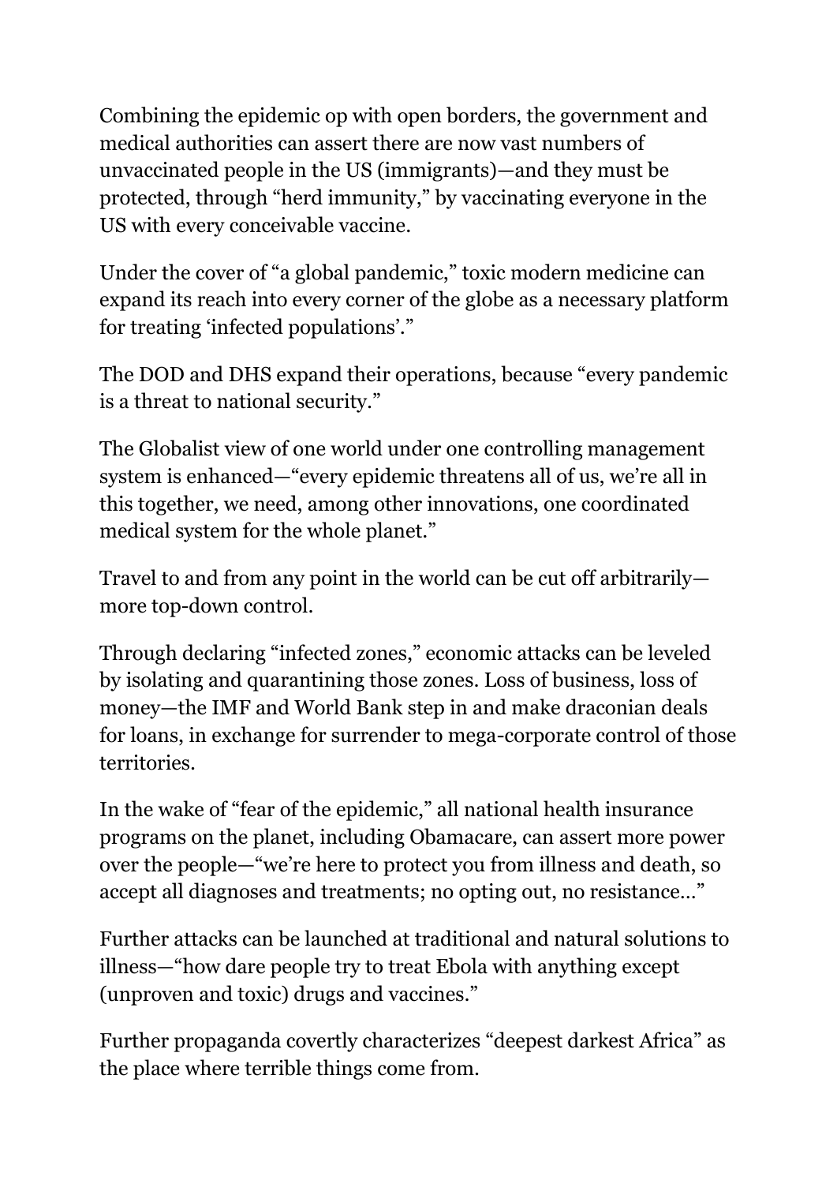Combining the epidemic op with open borders, the government and medical authorities can assert there are now vast numbers of unvaccinated people in the US (immigrants)—and they must be protected, through "herd immunity," by vaccinating everyone in the US with every conceivable vaccine.

Under the cover of "a global pandemic," toxic modern medicine can expand its reach into every corner of the globe as a necessary platform for treating 'infected populations'."

The DOD and DHS expand their operations, because "every pandemic is a threat to national security."

The Globalist view of one world under one controlling management system is enhanced—"every epidemic threatens all of us, we're all in this together, we need, among other innovations, one coordinated medical system for the whole planet."

Travel to and from any point in the world can be cut off arbitrarily—more top-down control.

Through declaring "infected zones," economic attacks can be leveled by isolating and quarantining those zones. Loss of business, loss of money—the IMF and World Bank step in and make draconian deals for loans, in exchange for surrender to mega-corporate control of those territories.

In the wake of "fear of the epidemic," all national health insurance programs on the planet, including Obamacare, can assert more power over the people—"we're here to protect you from illness and death, so accept all diagnoses and treatments; no opting out, no resistance…"

Further attacks can be launched at traditional and natural solutions to illness—"how dare people try to treat Ebola with anything except (unproven and toxic) drugs and vaccines."

Further propaganda covertly characterizes "deepest darkest Africa" as the place where terrible things come from.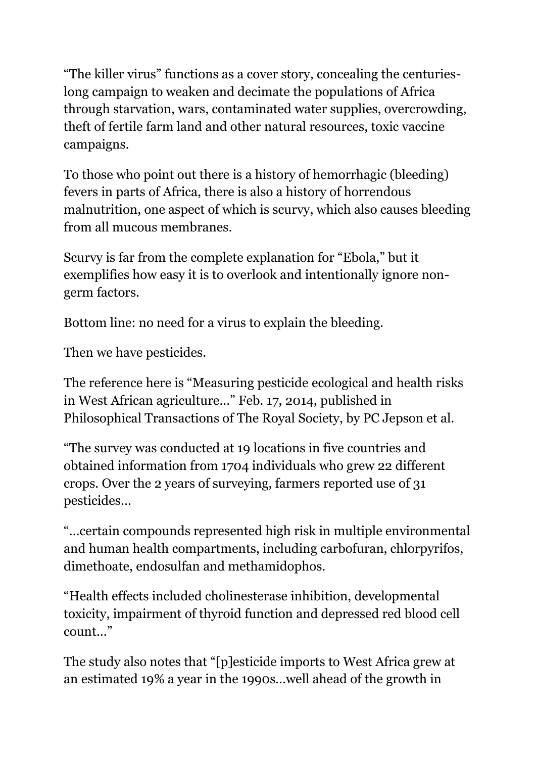"The killer virus" functions as a cover story, concealing the centuries-long campaign to weaken and decimate the populations of Africa through starvation, wars, contaminated water supplies, overcrowding, theft of fertile farm land and other natural resources, toxic vaccine campaigns.

To those who point out there is a history of hemorrhagic (bleeding) fevers in parts of Africa, there is also a history of horrendous malnutrition, one aspect of which is scurvy, which also causes bleeding from all mucous membranes.

Scurvy is far from the complete explanation for "Ebola," but it exemplifies how easy it is to overlook and intentionally ignore non-germ factors.

Bottom line: no need for a virus to explain the bleeding.

Then we have pesticides.

The reference here is "Measuring pesticide ecological and health risks in West African agriculture…" Feb. 17, 2014, published in Philosophical Transactions of The Royal Society, by PC Jepson et al.

"The survey was conducted at 19 locations in five countries and obtained information from 1704 individuals who grew 22 different crops. Over the 2 years of surveying, farmers reported use of 31 pesticides…

"…certain compounds represented high risk in multiple environmental and human health compartments, including carbofuran, chlorpyrifos, dimethoate, endosulfan and methamidophos.

"Health effects included cholinesterase inhibition, developmental toxicity, impairment of thyroid function and depressed red blood cell count…"

The study also notes that "[p]esticide imports to West Africa grew at an estimated 19% a year in the 1990s…well ahead of the growth in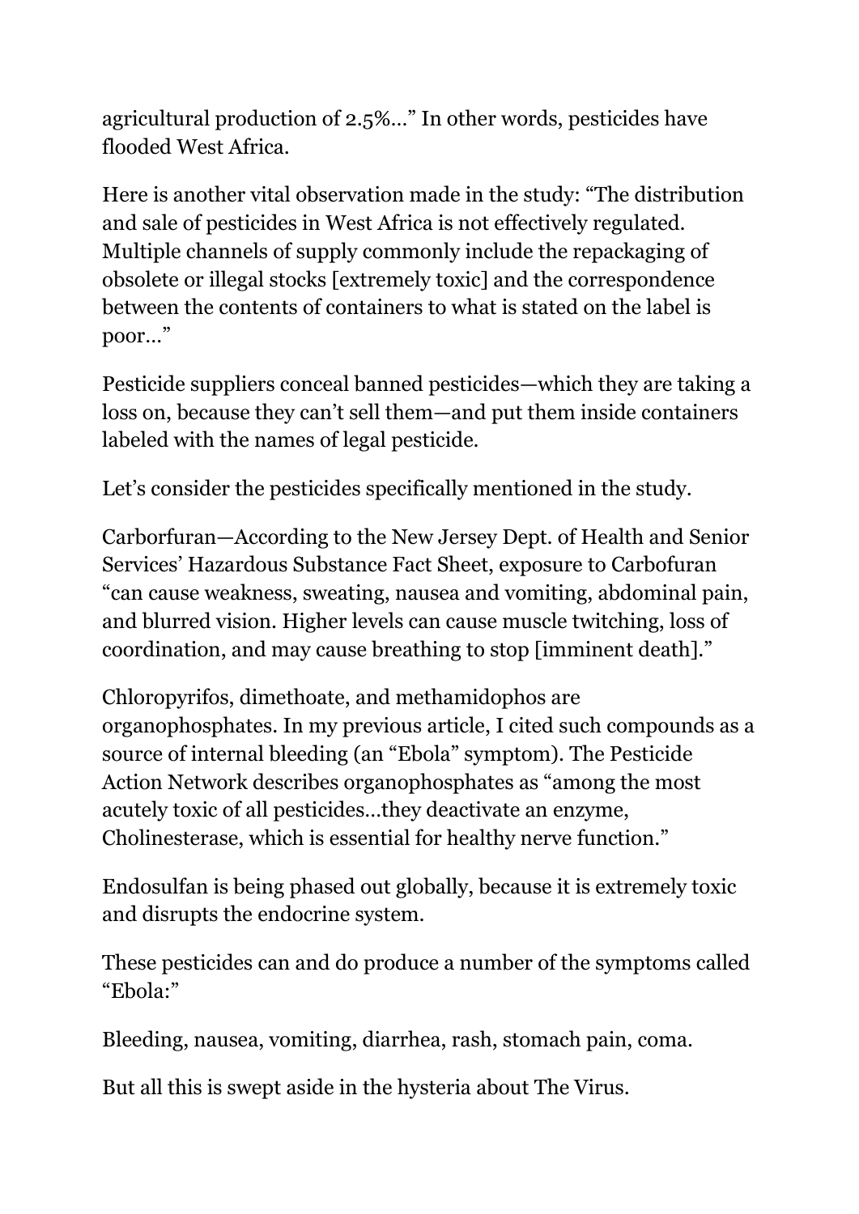agricultural production of 2.5%…" In other words, pesticides have flooded West Africa.

Here is another vital observation made in the study: "The distribution and sale of pesticides in West Africa is not effectively regulated. Multiple channels of supply commonly include the repackaging of obsolete or illegal stocks [extremely toxic] and the correspondence between the contents of containers to what is stated on the label is poor…"

Pesticide suppliers conceal banned pesticides—which they are taking a loss on, because they can't sell them—and put them inside containers labeled with the names of legal pesticide.

Let's consider the pesticides specifically mentioned in the study.

Carborfuran—According to the New Jersey Dept. of Health and Senior Services' Hazardous Substance Fact Sheet, exposure to Carbofuran "can cause weakness, sweating, nausea and vomiting, abdominal pain, and blurred vision. Higher levels can cause muscle twitching, loss of coordination, and may cause breathing to stop [imminent death]."

Chloropyrifos, dimethoate, and methamidophos are organophosphates. In my previous article, I cited such compounds as a source of internal bleeding (an "Ebola" symptom). The Pesticide Action Network describes organophosphates as "among the most acutely toxic of all pesticides…they deactivate an enzyme, Cholinesterase, which is essential for healthy nerve function."

Endosulfan is being phased out globally, because it is extremely toxic and disrupts the endocrine system.

These pesticides can and do produce a number of the symptoms called "Ebola:"

Bleeding, nausea, vomiting, diarrhea, rash, stomach pain, coma.

But all this is swept aside in the hysteria about The Virus.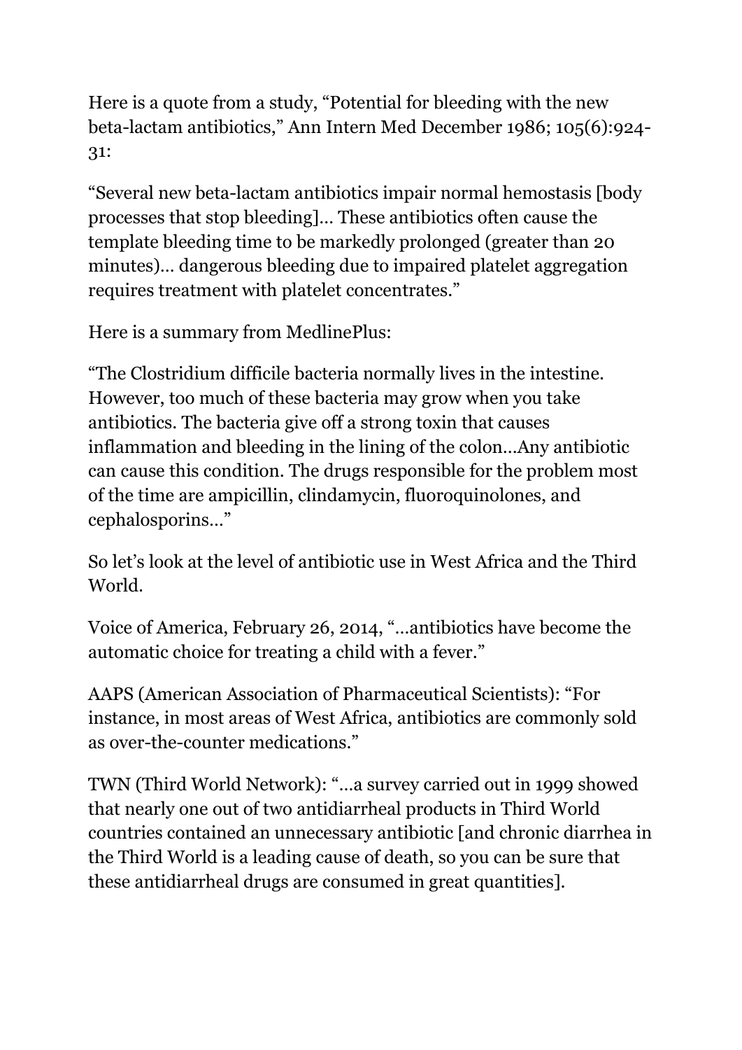Here is a quote from a study, "Potential for bleeding with the new beta-lactam antibiotics," Ann Intern Med December 1986; 105(6):924-31:

"Several new beta-lactam antibiotics impair normal hemostasis [body processes that stop bleeding]… These antibiotics often cause the template bleeding time to be markedly prolonged (greater than 20 minutes)… dangerous bleeding due to impaired platelet aggregation requires treatment with platelet concentrates."

Here is a summary from MedlinePlus:

"The Clostridium difficile bacteria normally lives in the intestine. However, too much of these bacteria may grow when you take antibiotics. The bacteria give off a strong toxin that causes inflammation and bleeding in the lining of the colon…Any antibiotic can cause this condition. The drugs responsible for the problem most of the time are ampicillin, clindamycin, fluoroquinolones, and cephalosporins…"

So let's look at the level of antibiotic use in West Africa and the Third World.

Voice of America, February 26, 2014, "…antibiotics have become the automatic choice for treating a child with a fever."

AAPS (American Association of Pharmaceutical Scientists): "For instance, in most areas of West Africa, antibiotics are commonly sold as over-the-counter medications."

TWN (Third World Network): "…a survey carried out in 1999 showed that nearly one out of two antidiarrheal products in Third World countries contained an unnecessary antibiotic [and chronic diarrhea in the Third World is a leading cause of death, so you can be sure that these antidiarrheal drugs are consumed in great quantities].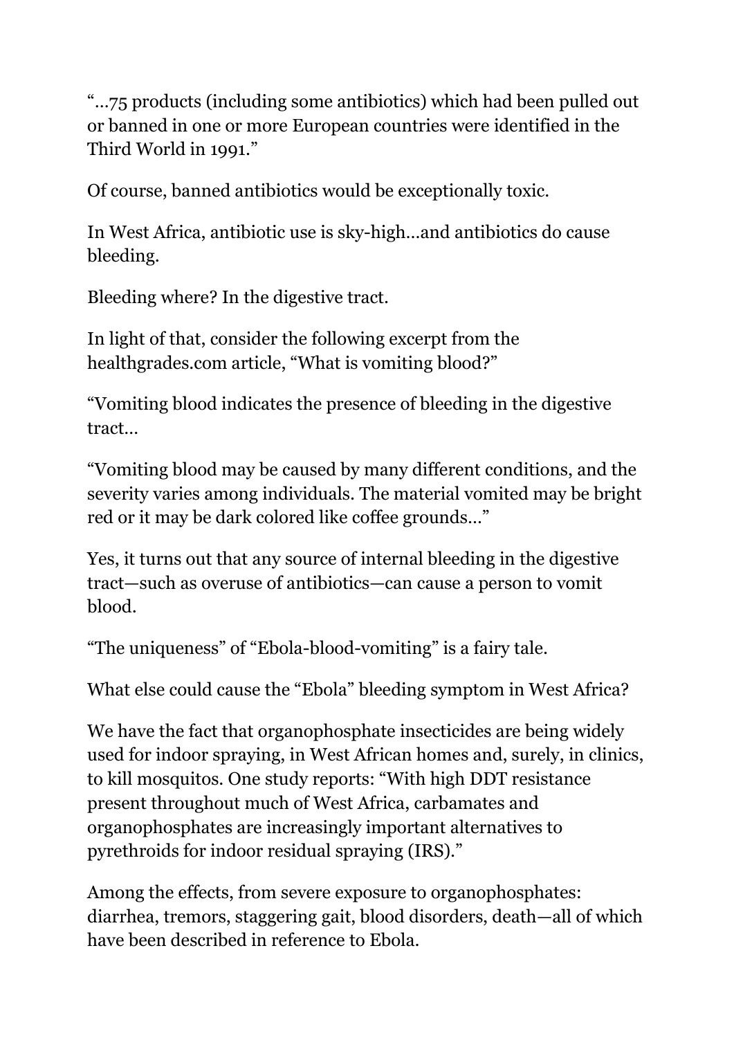"…75 products (including some antibiotics) which had been pulled out or banned in one or more European countries were identified in the Third World in 1991."

Of course, banned antibiotics would be exceptionally toxic.

In West Africa, antibiotic use is sky-high…and antibiotics do cause bleeding.

Bleeding where? In the digestive tract.

In light of that, consider the following excerpt from the healthgrades.com article, "What is vomiting blood?"

"Vomiting blood indicates the presence of bleeding in the digestive tract…

"Vomiting blood may be caused by many different conditions, and the severity varies among individuals. The material vomited may be bright red or it may be dark colored like coffee grounds…"

Yes, it turns out that any source of internal bleeding in the digestive tract—such as overuse of antibiotics—can cause a person to vomit blood.

"The uniqueness" of "Ebola-blood-vomiting" is a fairy tale.

What else could cause the "Ebola" bleeding symptom in West Africa?

We have the fact that organophosphate insecticides are being widely used for indoor spraying, in West African homes and, surely, in clinics, to kill mosquitos. One study reports: "With high DDT resistance present throughout much of West Africa, carbamates and organophosphates are increasingly important alternatives to pyrethroids for indoor residual spraying (IRS)."

Among the effects, from severe exposure to organophosphates: diarrhea, tremors, staggering gait, blood disorders, death—all of which have been described in reference to Ebola.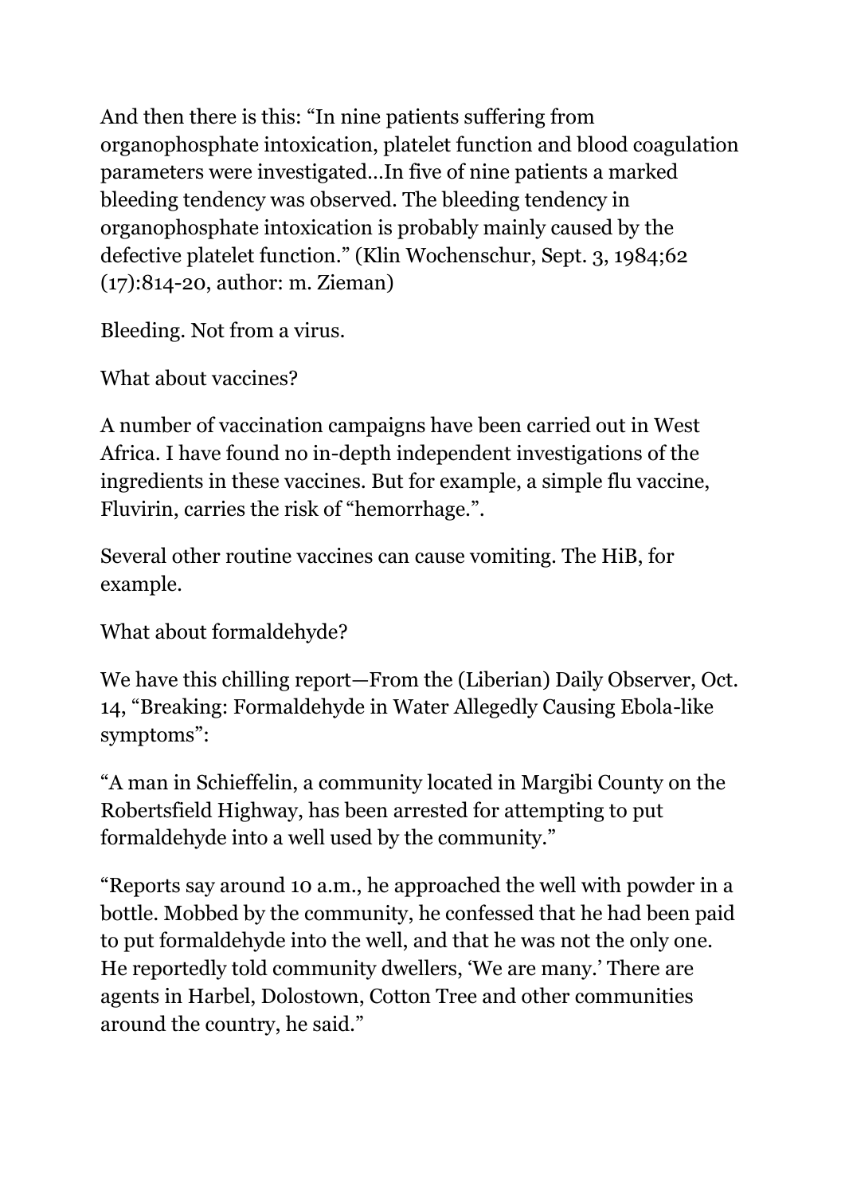And then there is this: "In nine patients suffering from organophosphate intoxication, platelet function and blood coagulation parameters were investigated…In five of nine patients a marked bleeding tendency was observed. The bleeding tendency in organophosphate intoxication is probably mainly caused by the defective platelet function." (Klin Wochenschur, Sept. 3, 1984;62 (17):814-20, author: m. Zieman)

Bleeding. Not from a virus.

What about vaccines?

A number of vaccination campaigns have been carried out in West Africa. I have found no in-depth independent investigations of the ingredients in these vaccines. But for example, a simple flu vaccine, Fluvirin, carries the risk of "hemorrhage.".

Several other routine vaccines can cause vomiting. The HiB, for example.

What about formaldehyde?

We have this chilling report—From the (Liberian) Daily Observer, Oct. 14, "Breaking: Formaldehyde in Water Allegedly Causing Ebola-like symptoms":

"A man in Schieffelin, a community located in Margibi County on the Robertsfield Highway, has been arrested for attempting to put formaldehyde into a well used by the community."

"Reports say around 10 a.m., he approached the well with powder in a bottle. Mobbed by the community, he confessed that he had been paid to put formaldehyde into the well, and that he was not the only one. He reportedly told community dwellers, 'We are many.' There are agents in Harbel, Dolostown, Cotton Tree and other communities around the country, he said."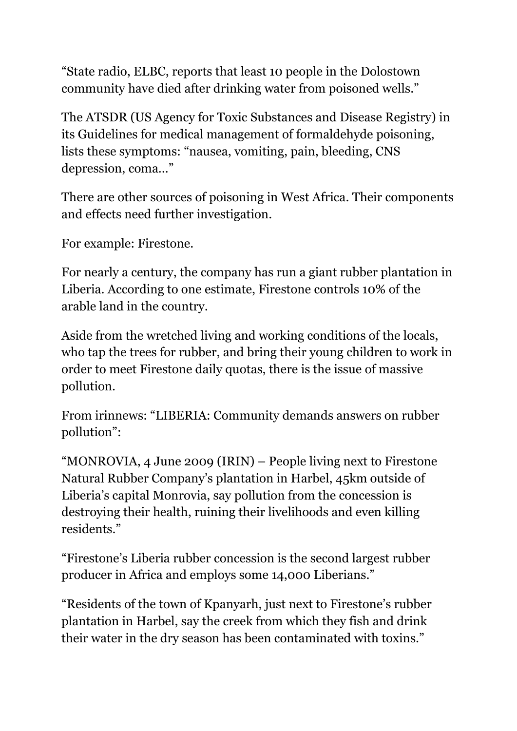"State radio, ELBC, reports that least 10 people in the Dolostown community have died after drinking water from poisoned wells."

The ATSDR (US Agency for Toxic Substances and Disease Registry) in its Guidelines for medical management of formaldehyde poisoning, lists these symptoms: "nausea, vomiting, pain, bleeding, CNS depression, coma…"

There are other sources of poisoning in West Africa. Their components and effects need further investigation.

For example: Firestone.

For nearly a century, the company has run a giant rubber plantation in Liberia. According to one estimate, Firestone controls 10% of the arable land in the country.

Aside from the wretched living and working conditions of the locals, who tap the trees for rubber, and bring their young children to work in order to meet Firestone daily quotas, there is the issue of massive pollution.

From irinnews: "LIBERIA: Community demands answers on rubber pollution":

"MONROVIA, 4 June 2009 (IRIN) – People living next to Firestone Natural Rubber Company's plantation in Harbel, 45km outside of Liberia's capital Monrovia, say pollution from the concession is destroying their health, ruining their livelihoods and even killing residents."

"Firestone's Liberia rubber concession is the second largest rubber producer in Africa and employs some 14,000 Liberians."

"Residents of the town of Kpanyarh, just next to Firestone's rubber plantation in Harbel, say the creek from which they fish and drink their water in the dry season has been contaminated with toxins."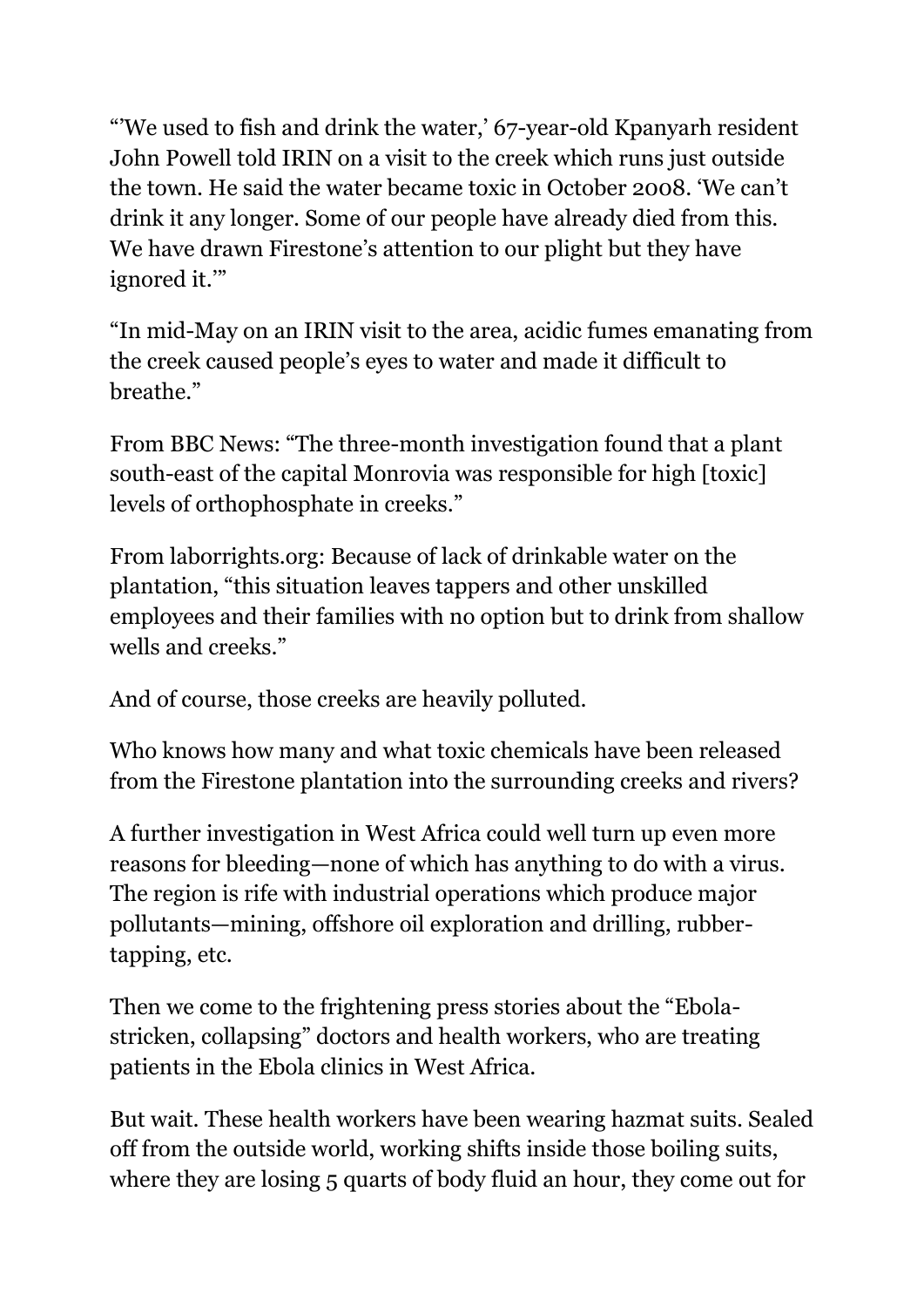"'We used to fish and drink the water,' 67-year-old Kpanyarh resident John Powell told IRIN on a visit to the creek which runs just outside the town. He said the water became toxic in October 2008. 'We can't drink it any longer. Some of our people have already died from this. We have drawn Firestone's attention to our plight but they have ignored it.'"

"In mid-May on an IRIN visit to the area, acidic fumes emanating from the creek caused people's eyes to water and made it difficult to breathe."

From BBC News: "The three-month investigation found that a plant south-east of the capital Monrovia was responsible for high [toxic] levels of orthophosphate in creeks."

From laborrights.org: Because of lack of drinkable water on the plantation, "this situation leaves tappers and other unskilled employees and their families with no option but to drink from shallow wells and creeks."

And of course, those creeks are heavily polluted.

Who knows how many and what toxic chemicals have been released from the Firestone plantation into the surrounding creeks and rivers?

A further investigation in West Africa could well turn up even more reasons for bleeding—none of which has anything to do with a virus. The region is rife with industrial operations which produce major pollutants—mining, offshore oil exploration and drilling, rubber-tapping, etc.

Then we come to the frightening press stories about the "Ebola-stricken, collapsing" doctors and health workers, who are treating patients in the Ebola clinics in West Africa.

But wait. These health workers have been wearing hazmat suits. Sealed off from the outside world, working shifts inside those boiling suits, where they are losing 5 quarts of body fluid an hour, they come out for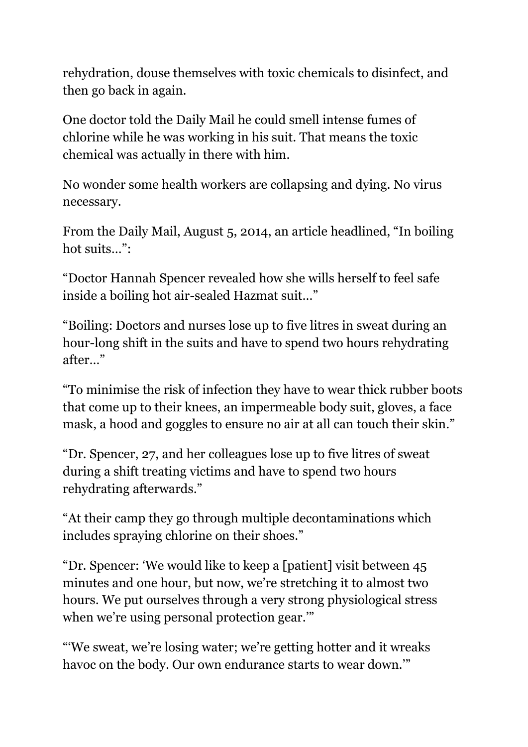rehydration, douse themselves with toxic chemicals to disinfect, and then go back in again.

One doctor told the Daily Mail he could smell intense fumes of chlorine while he was working in his suit. That means the toxic chemical was actually in there with him.

No wonder some health workers are collapsing and dying. No virus necessary.

From the Daily Mail, August 5, 2014, an article headlined, "In boiling hot suits…":

"Doctor Hannah Spencer revealed how she wills herself to feel safe inside a boiling hot air-sealed Hazmat suit…"

"Boiling: Doctors and nurses lose up to five litres in sweat during an hour-long shift in the suits and have to spend two hours rehydrating after…"

"To minimise the risk of infection they have to wear thick rubber boots that come up to their knees, an impermeable body suit, gloves, a face mask, a hood and goggles to ensure no air at all can touch their skin."

"Dr. Spencer, 27, and her colleagues lose up to five litres of sweat during a shift treating victims and have to spend two hours rehydrating afterwards."

"At their camp they go through multiple decontaminations which includes spraying chlorine on their shoes."

"Dr. Spencer: 'We would like to keep a [patient] visit between 45 minutes and one hour, but now, we're stretching it to almost two hours. We put ourselves through a very strong physiological stress when we're using personal protection gear.'"

"'We sweat, we're losing water; we're getting hotter and it wreaks havoc on the body. Our own endurance starts to wear down.'"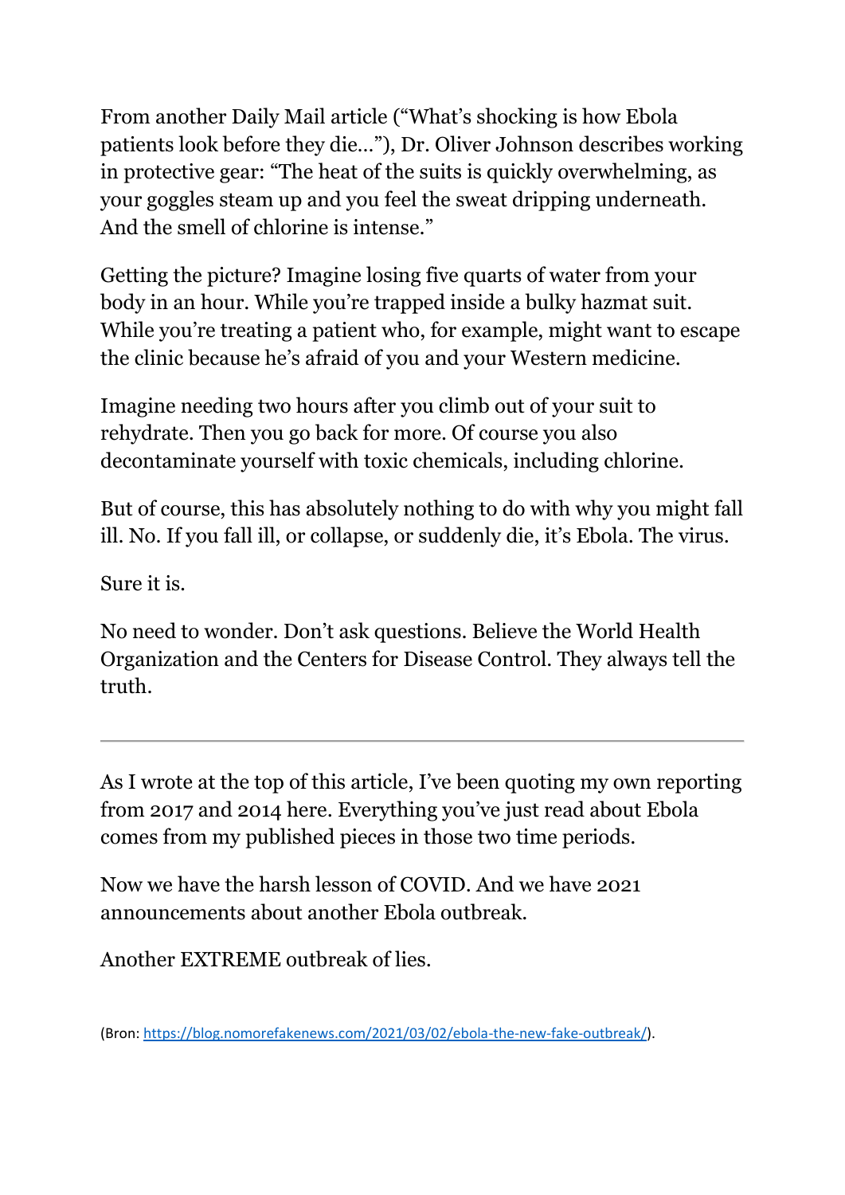From another Daily Mail article ("What's shocking is how Ebola patients look before they die…"), Dr. Oliver Johnson describes working in protective gear: "The heat of the suits is quickly overwhelming, as your goggles steam up and you feel the sweat dripping underneath. And the smell of chlorine is intense."

Getting the picture? Imagine losing five quarts of water from your body in an hour. While you're trapped inside a bulky hazmat suit. While you're treating a patient who, for example, might want to escape the clinic because he's afraid of you and your Western medicine.

Imagine needing two hours after you climb out of your suit to rehydrate. Then you go back for more. Of course you also decontaminate yourself with toxic chemicals, including chlorine.

But of course, this has absolutely nothing to do with why you might fall ill. No. If you fall ill, or collapse, or suddenly die, it's Ebola. The virus.

Sure it is.

No need to wonder. Don't ask questions. Believe the World Health Organization and the Centers for Disease Control. They always tell the truth.

---

As I wrote at the top of this article, I've been quoting my own reporting from 2017 and 2014 here. Everything you've just read about Ebola comes from my published pieces in those two time periods.

Now we have the harsh lesson of COVID. And we have 2021 announcements about another Ebola outbreak.

Another EXTREME outbreak of lies.

(Bron: https://blog.nomorefakenews.com/2021/03/02/ebola-the-new-fake-outbreak/).